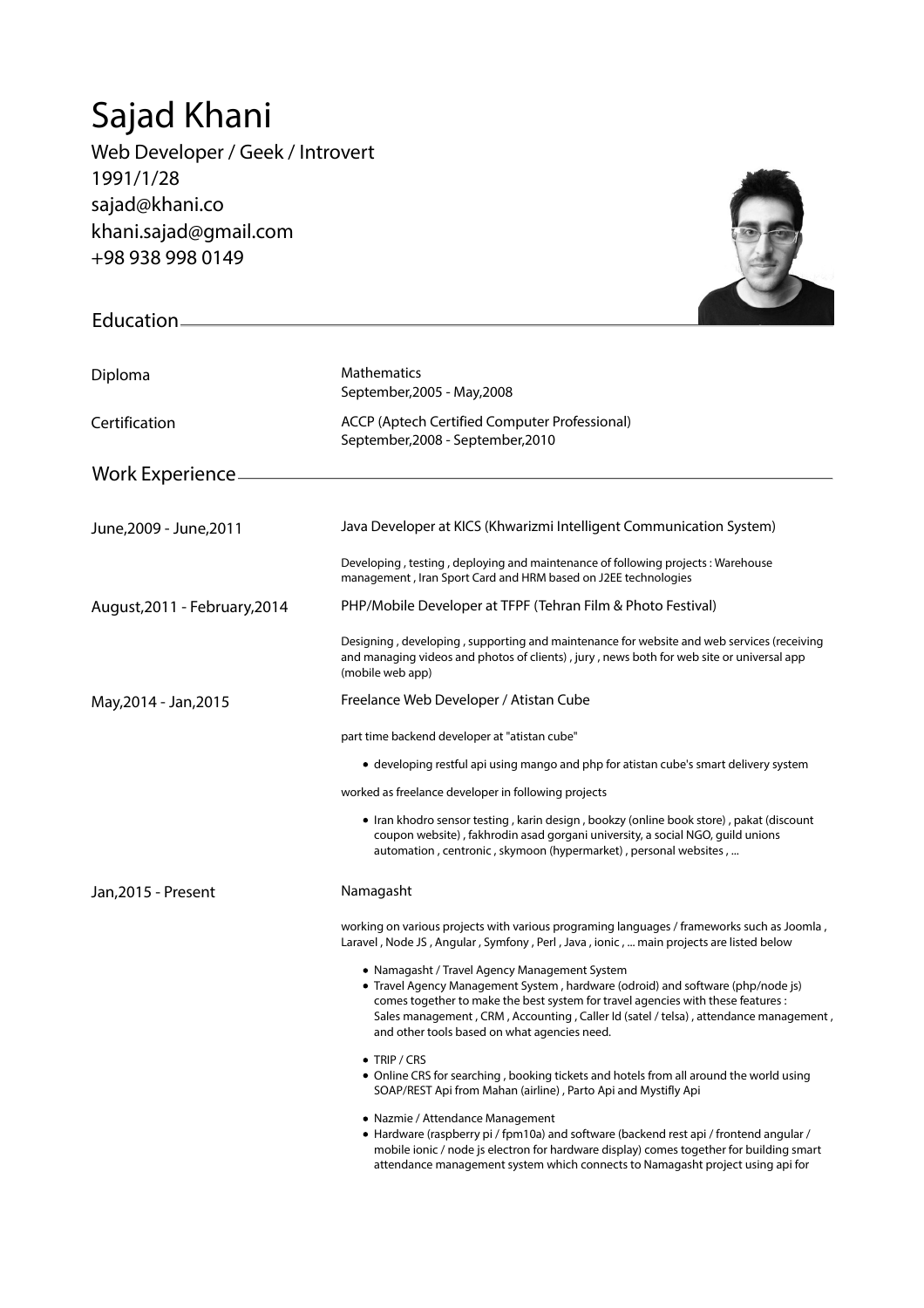# Sajad Khani

Web Developer / Geek / Introvert
1991/1/28
sajad@khani.co
khani.sajad@gmail.com
+98 938 998 0149

## Education

**Diploma**
Mathematics
September,2005 - May,2008

**Certification**
ACCP (Aptech Certified Computer Professional)
September,2008 - September,2010

## Work Experience

**June,2009 - June,2011**

Java Developer at KICS (Khwarizmi Intelligent Communication System)

Developing , testing , deploying and maintenance of following projects : Warehouse management , Iran Sport Card and HRM based on J2EE technologies

**August,2011 - February,2014**

PHP/Mobile Developer at TFPF (Tehran Film & Photo Festival)

Designing , developing , supporting and maintenance for website and web services (receiving and managing videos and photos of clients) , jury , news both for web site or universal app (mobile web app)

**May,2014 - Jan,2015**

Freelance Web Developer / Atistan Cube

part time backend developer at "atistan cube"

- developing restful api using mango and php for atistan cube's smart delivery system

worked as freelance developer in following projects

- Iran khodro sensor testing , karin design , bookzy (online book store) , pakat (discount coupon website) , fakhrodin asad gorgani university, a social NGO, guild unions automation , centronic , skymoon (hypermarket) , personal websites , ...

**Jan,2015 - Present**

Namagasht

working on various projects with various programing languages / frameworks such as Joomla , Laravel , Node JS , Angular , Symfony , Perl , Java , ionic , ... main projects are listed below

- Namagasht / Travel Agency Management System
- Travel Agency Management System , hardware (odroid) and software (php/node js) comes together to make the best system for travel agencies with these features : Sales management , CRM , Accounting , Caller Id (satel / telsa) , attendance management , and other tools based on what agencies need.

- TRIP / CRS
- Online CRS for searching , booking tickets and hotels from all around the world using SOAP/REST Api from Mahan (airline) , Parto Api and Mystifly Api

- Nazmie / Attendance Management
- Hardware (raspberry pi / fpm10a) and software (backend rest api / frontend angular / mobile ionic / node js electron for hardware display) comes together for building smart attendance management system which connects to Namagasht project using api for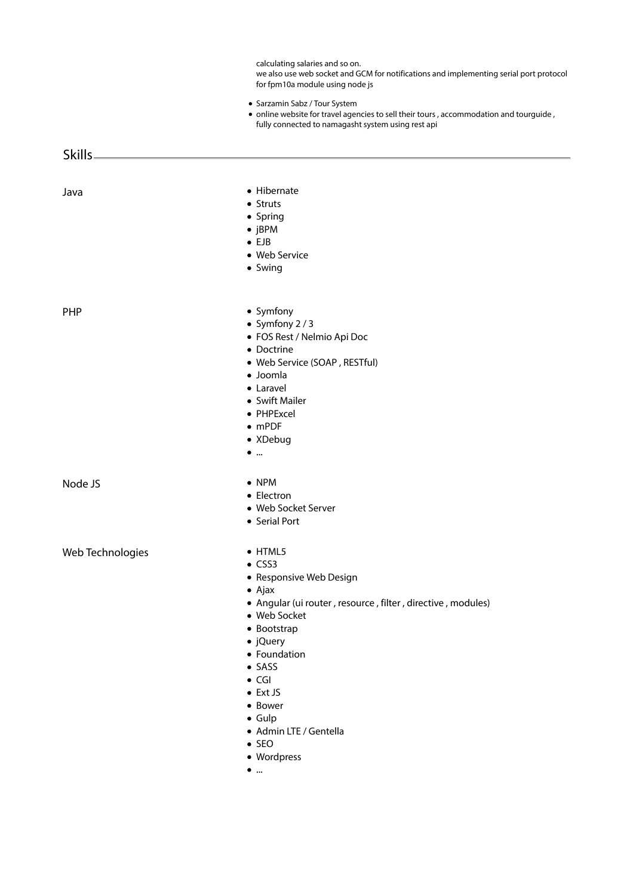calculating salaries and so on.
we also use web socket and GCM for notifications and implementing serial port protocol for fpm10a module using node js

- Sarzamin Sabz / Tour System
- online website for travel agencies to sell their tours , accommodation and tourguide , fully connected to namagasht system using rest api

## Skills

### Java

- Hibernate
- Struts
- Spring
- jBPM
- EJB
- Web Service
- Swing

### PHP

- Symfony
- Symfony 2 / 3
- FOS Rest / Nelmio Api Doc
- Doctrine
- Web Service (SOAP , RESTful)
- Joomla
- Laravel
- Swift Mailer
- PHPExcel
- mPDF
- XDebug
- ...

### Node JS

- NPM
- Electron
- Web Socket Server
- Serial Port

### Web Technologies

- HTML5
- CSS3
- Responsive Web Design
- Ajax
- Angular (ui router , resource , filter , directive , modules)
- Web Socket
- Bootstrap
- jQuery
- Foundation
- SASS
- CGI
- Ext JS
- Bower
- Gulp
- Admin LTE / Gentella
- SEO
- Wordpress
- ...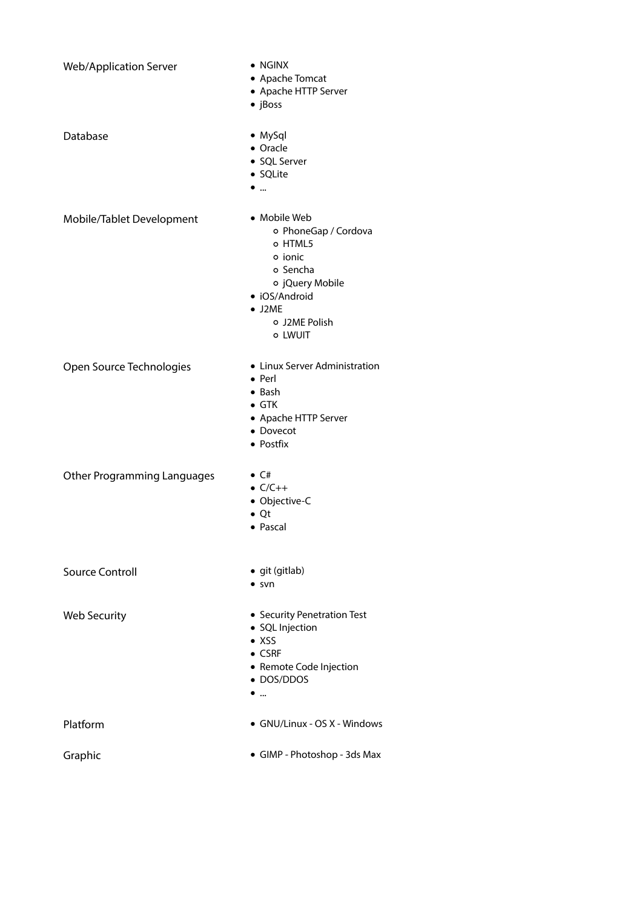Web/Application Server

- NGINX
- Apache Tomcat
- Apache HTTP Server
- jBoss

Database

- MySql
- Oracle
- SQL Server
- SQLite
- ...

Mobile/Tablet Development

- Mobile Web
  - PhoneGap / Cordova
  - HTML5
  - ionic
  - Sencha
  - jQuery Mobile
- iOS/Android
- J2ME
  - J2ME Polish
  - LWUIT

Open Source Technologies

- Linux Server Administration
- Perl
- Bash
- GTK
- Apache HTTP Server
- Dovecot
- Postfix

Other Programming Languages

- C#
- C/C++
- Objective-C
- Qt
- Pascal

Source Controll

- git (gitlab)
- svn

Web Security

- Security Penetration Test
- SQL Injection
- XSS
- CSRF
- Remote Code Injection
- DOS/DDOS
- ...

Platform

- GNU/Linux - OS X - Windows

Graphic

- GIMP - Photoshop - 3ds Max